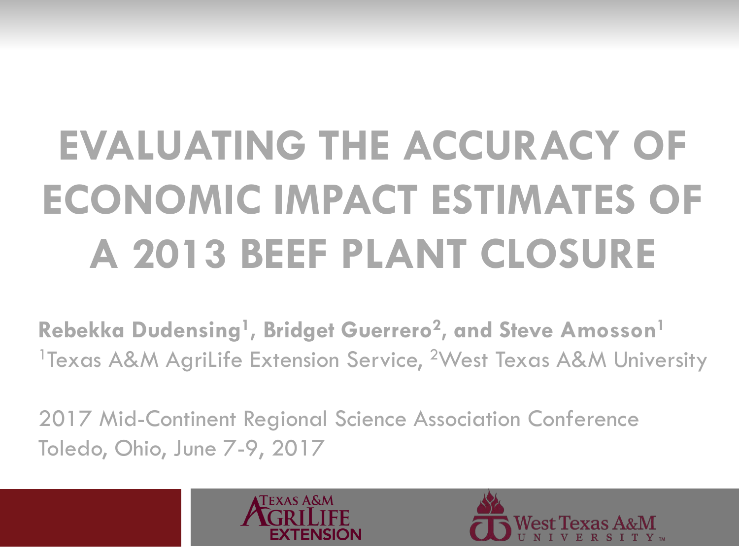# EVALUATING THE ACCURACY OF ECONOMIC IMPACT ESTIMATES OF A 2013 BEEF PLANT CLOSURE

**Rebekka Dudensing[1], Bridget Guerrero[2], and Steve Amosson[1]**

[1]Texas A&M AgriLife Extension Service, [2]West Texas A&M University

2017 Mid-Continent Regional Science Association Conference

Toledo, Ohio, June 7-9, 2017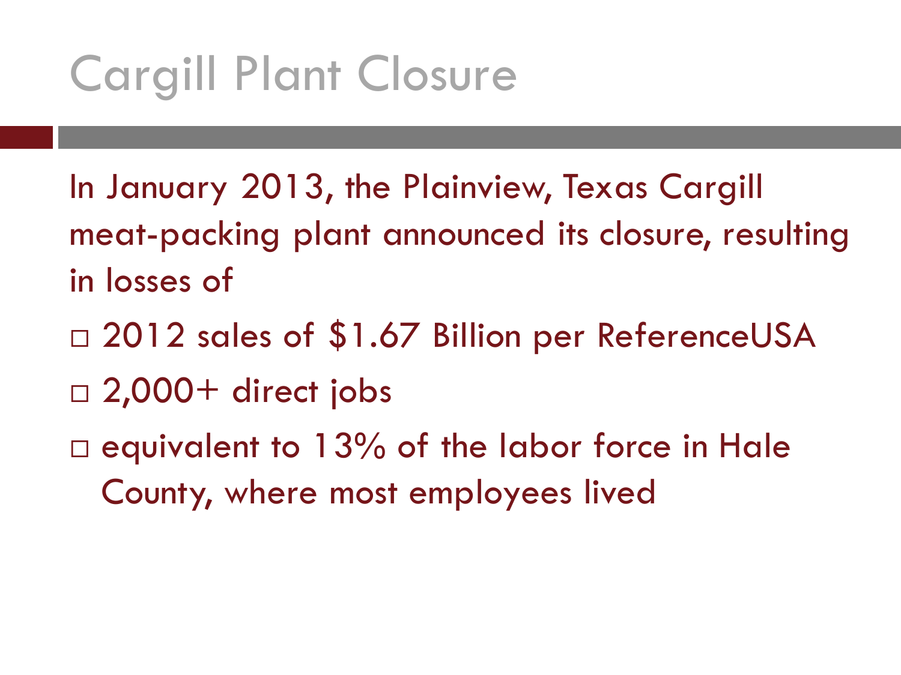# Cargill Plant Closure

In January 2013, the Plainview, Texas Cargill meat-packing plant announced its closure, resulting in losses of

- 2012 sales of $1.67 Billion per ReferenceUSA
- 2,000+ direct jobs
- equivalent to 13% of the labor force in Hale County, where most employees lived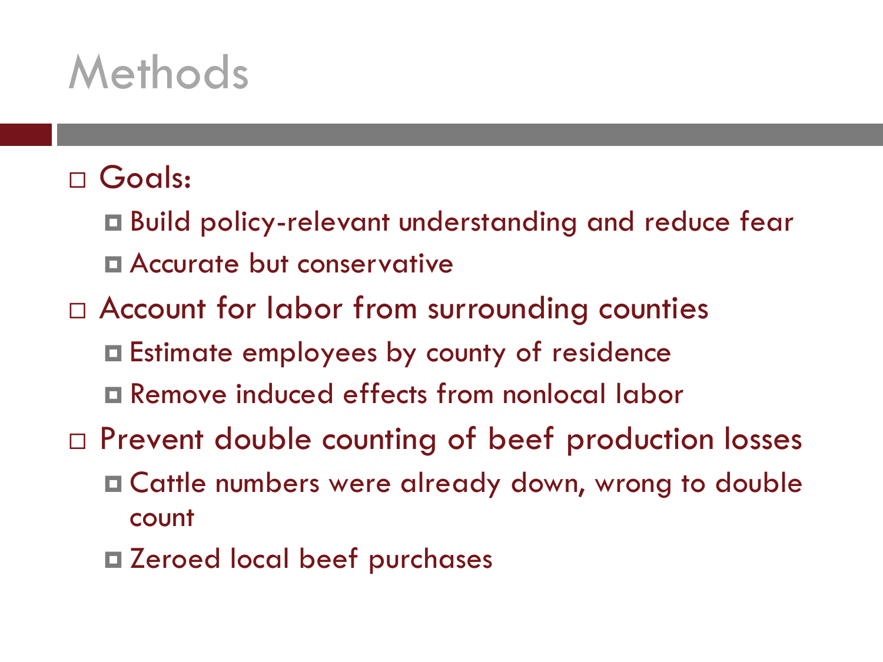# Methods

- Goals:
  - Build policy-relevant understanding and reduce fear
  - Accurate but conservative
- Account for labor from surrounding counties
  - Estimate employees by county of residence
  - Remove induced effects from nonlocal labor
- Prevent double counting of beef production losses
  - Cattle numbers were already down, wrong to double count
  - Zeroed local beef purchases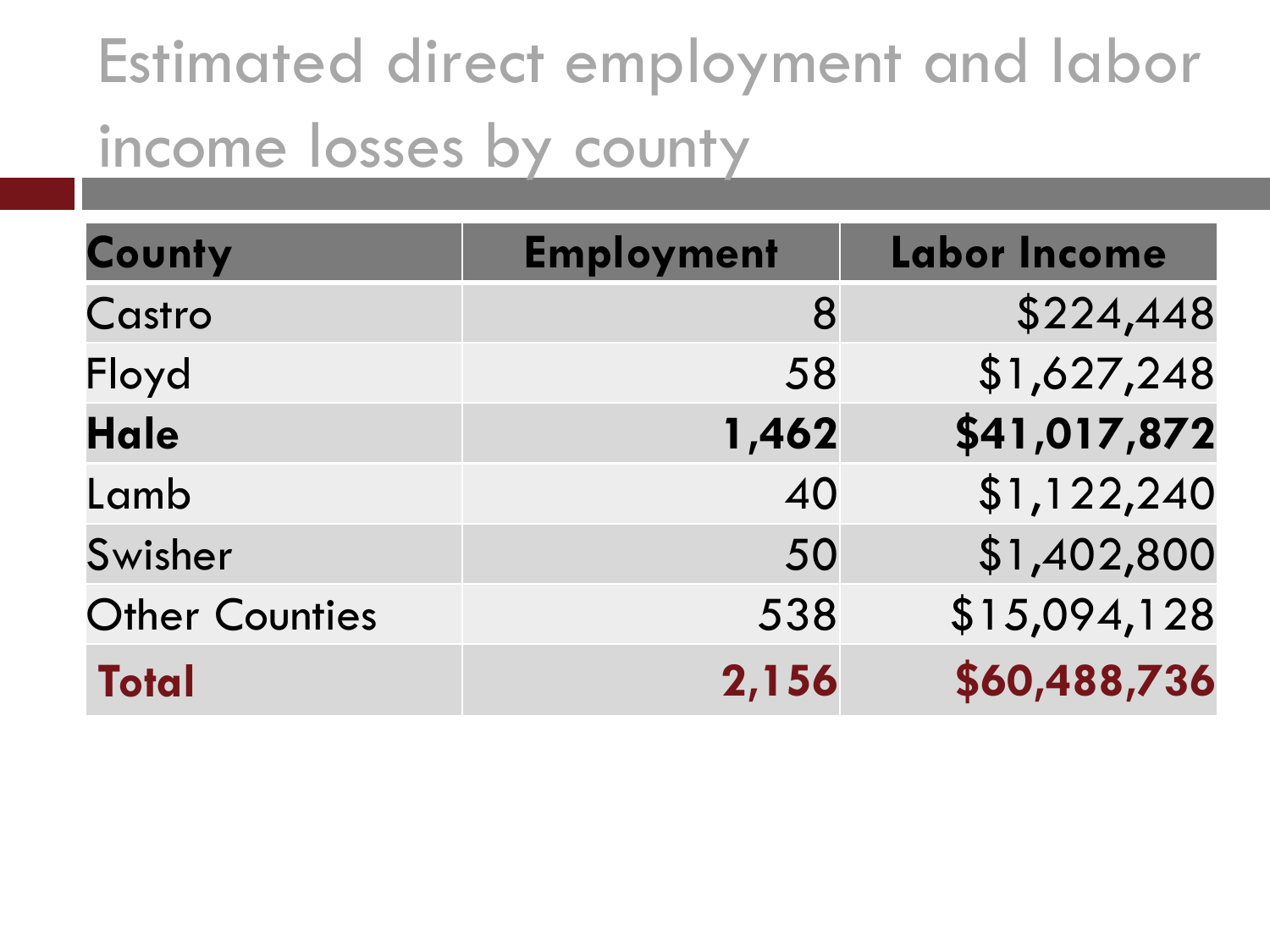# Estimated direct employment and labor income losses by county

| County | Employment | Labor Income |
|---|---:|---:|
| Castro | 8 | $224,448 |
| Floyd | 58 | $1,627,248 |
| **Hale** | **1,462** | **$41,017,872** |
| Lamb | 40 | $1,122,240 |
| Swisher | 50 | $1,402,800 |
| Other Counties | 538 | $15,094,128 |
| **Total** | **2,156** | **$60,488,736** |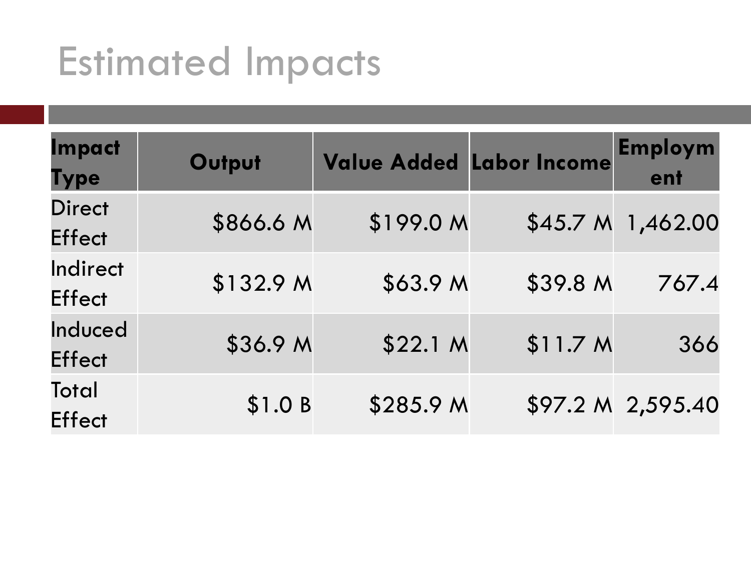# Estimated Impacts

| Impact Type | Output | Value Added | Labor Income | Employment |
|---|---|---|---|---|
| Direct Effect | $866.6 M | $199.0 M | $45.7 M | 1,462.00 |
| Indirect Effect | $132.9 M | $63.9 M | $39.8 M | 767.4 |
| Induced Effect | $36.9 M | $22.1 M | $11.7 M | 366 |
| Total Effect | $1.0 B | $285.9 M | $97.2 M | 2,595.40 |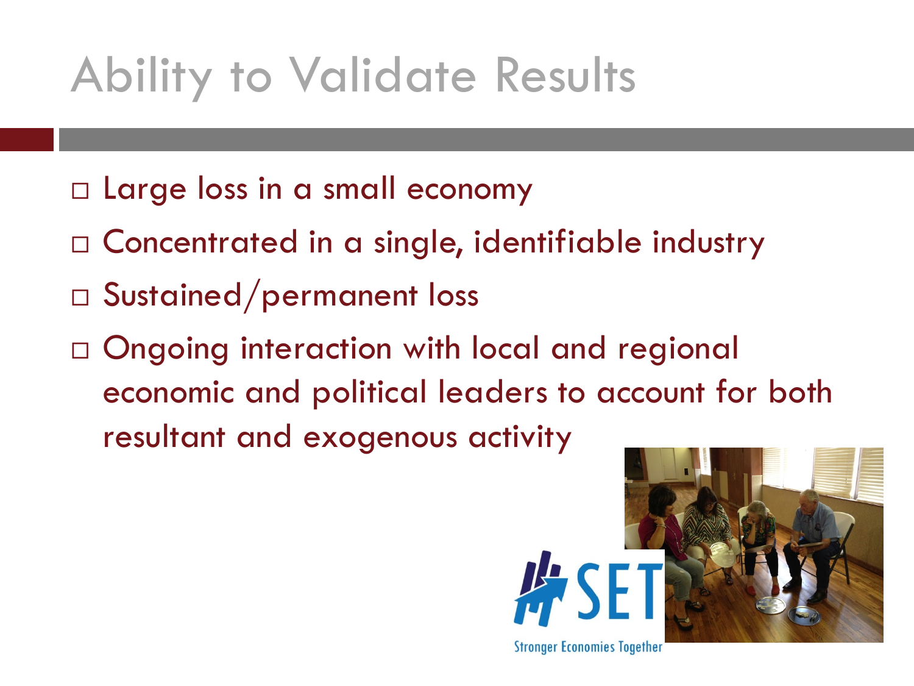# Ability to Validate Results

- Large loss in a small economy
- Concentrated in a single, identifiable industry
- Sustained/permanent loss
- Ongoing interaction with local and regional economic and political leaders to account for both resultant and exogenous activity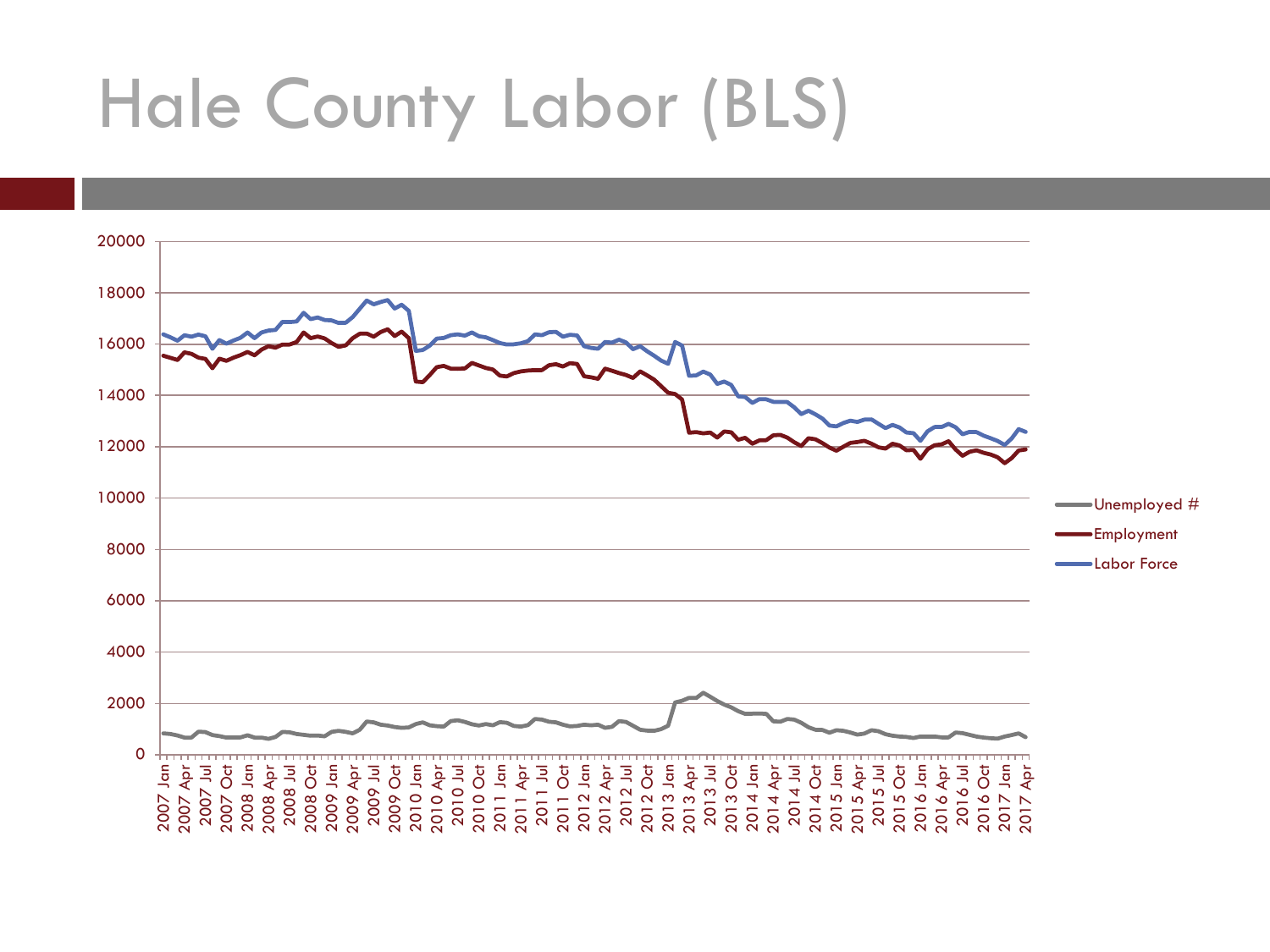# Hale County Labor (BLS)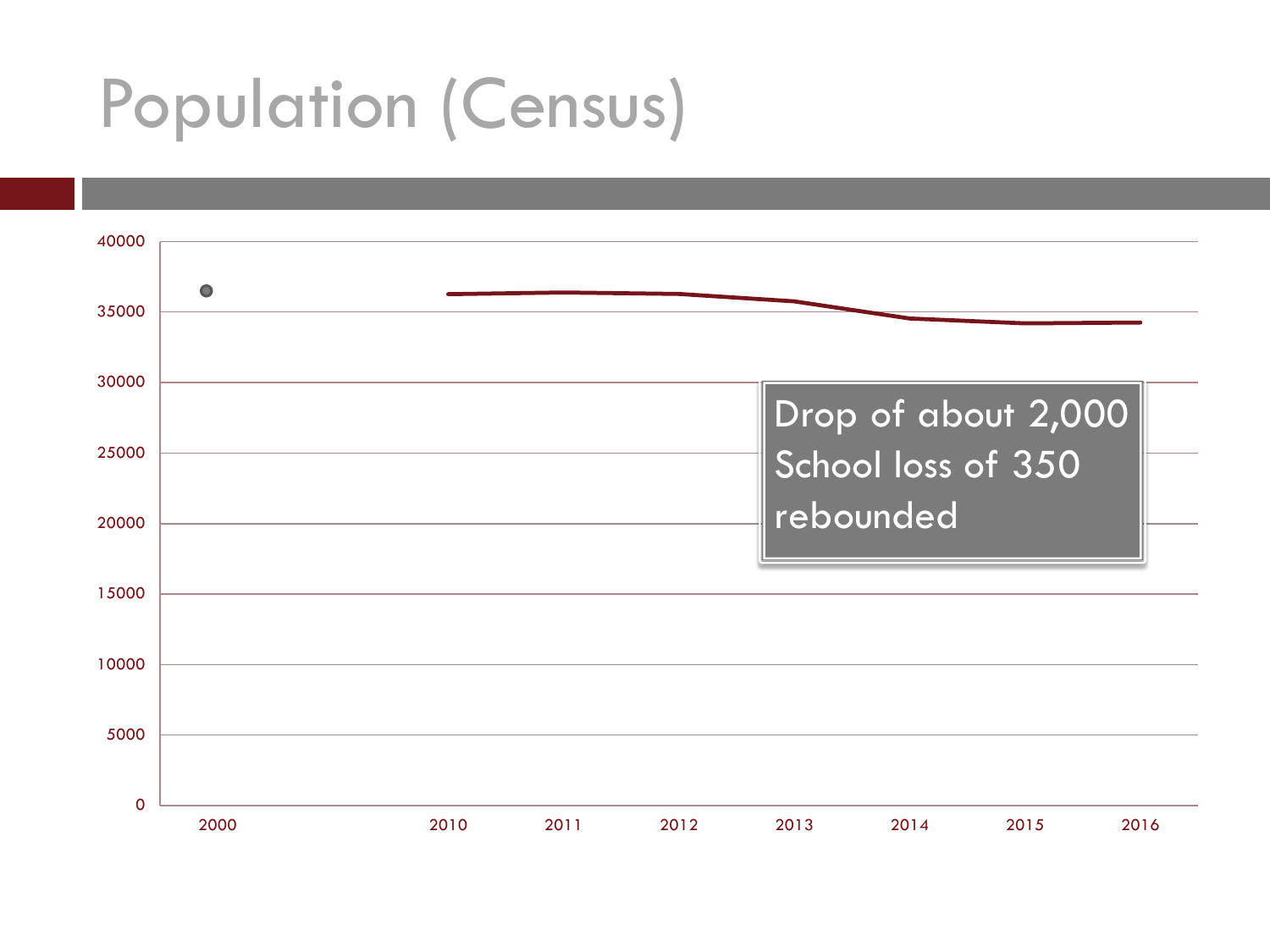# Population (Census)

Drop of about 2,000
School loss of 350
rebounded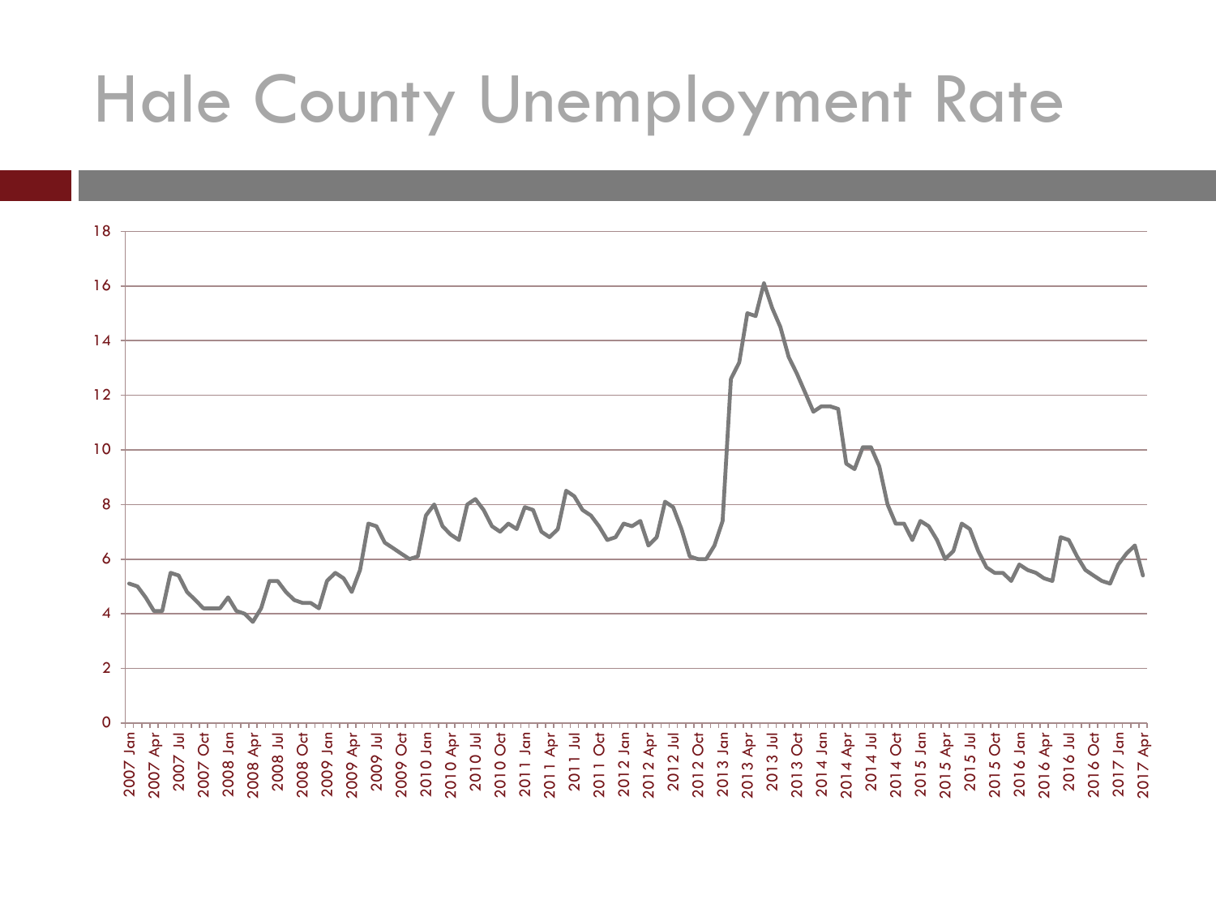# Hale County Unemployment Rate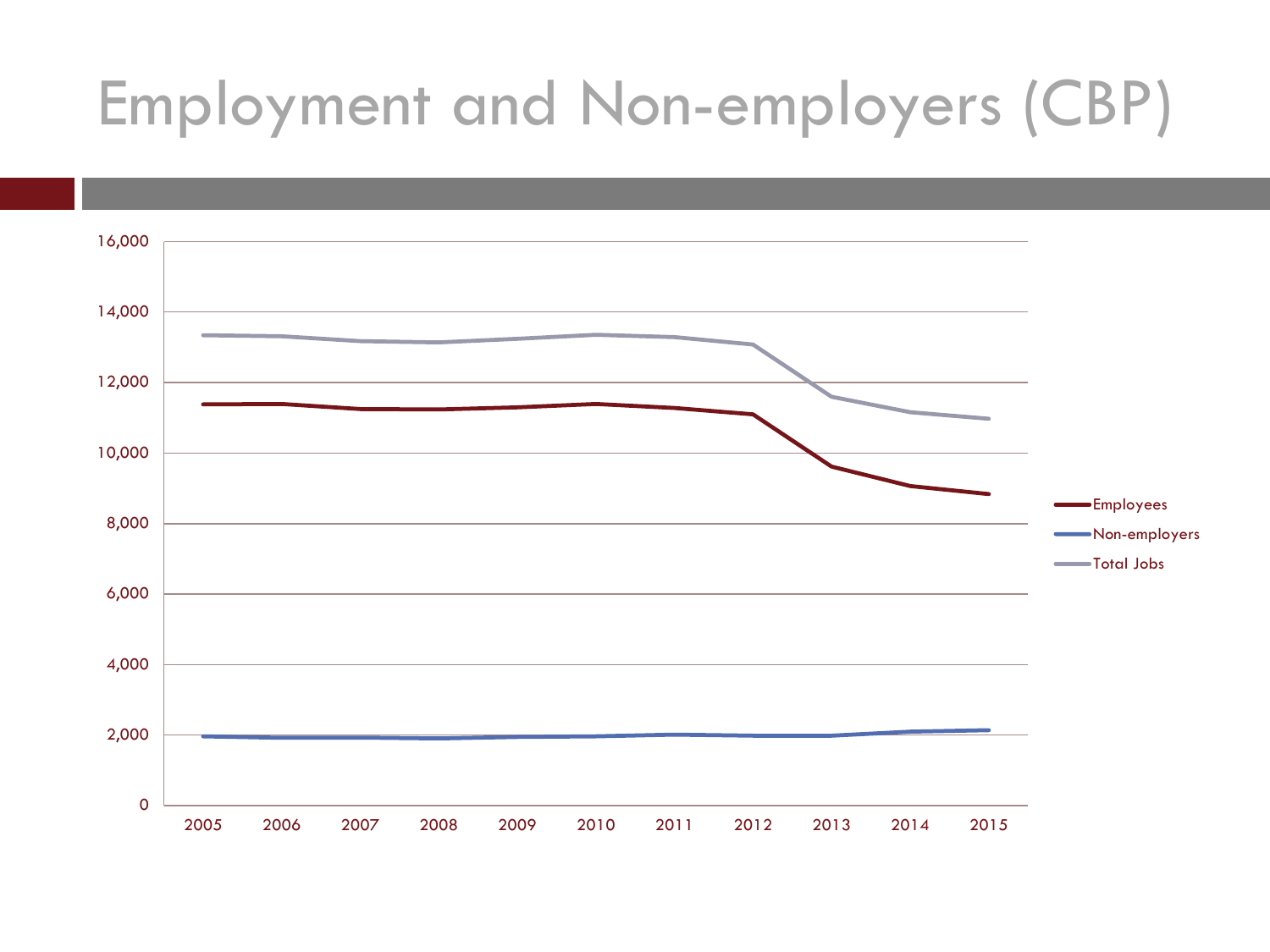# Employment and Non-employers (CBP)

16,000
14,000
12,000
10,000
8,000
6,000
4,000
2,000
0

2005 2006 2007 2008 2009 2010 2011 2012 2013 2014 2015

Employees
Non-employers
Total Jobs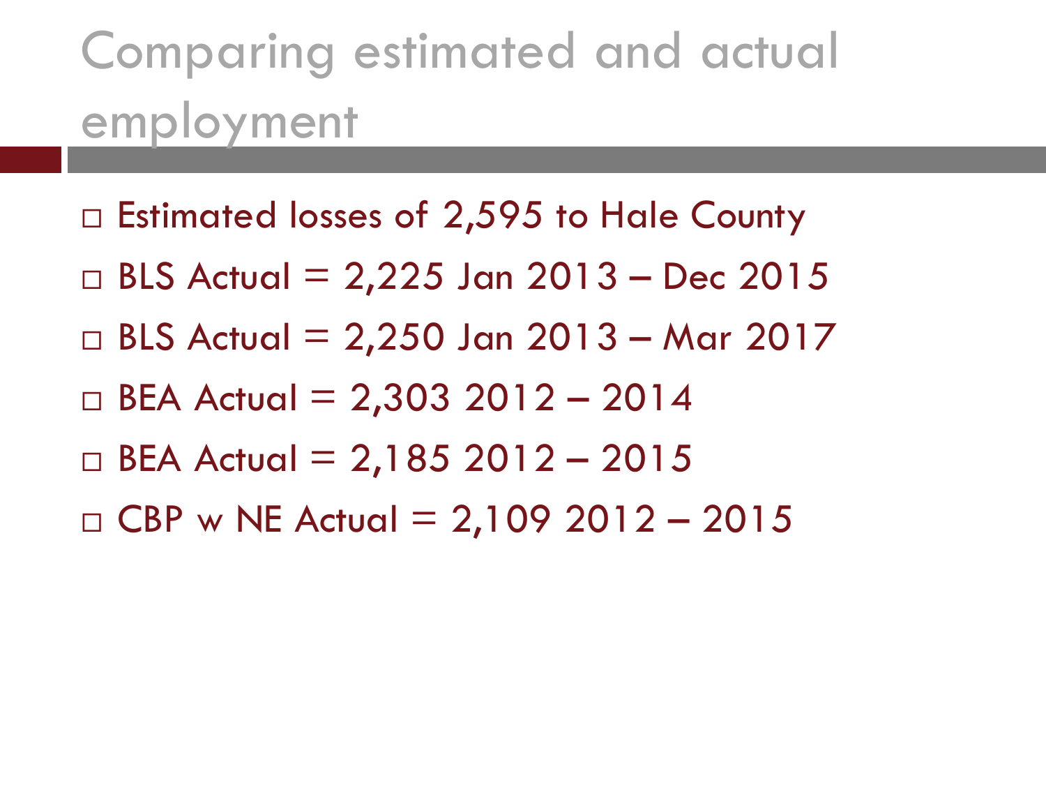# Comparing estimated and actual employment

- Estimated losses of 2,595 to Hale County
- BLS Actual = 2,225 Jan 2013 – Dec 2015
- BLS Actual = 2,250 Jan 2013 – Mar 2017
- BEA Actual = 2,303 2012 – 2014
- BEA Actual = 2,185 2012 – 2015
- CBP w NE Actual = 2,109 2012 – 2015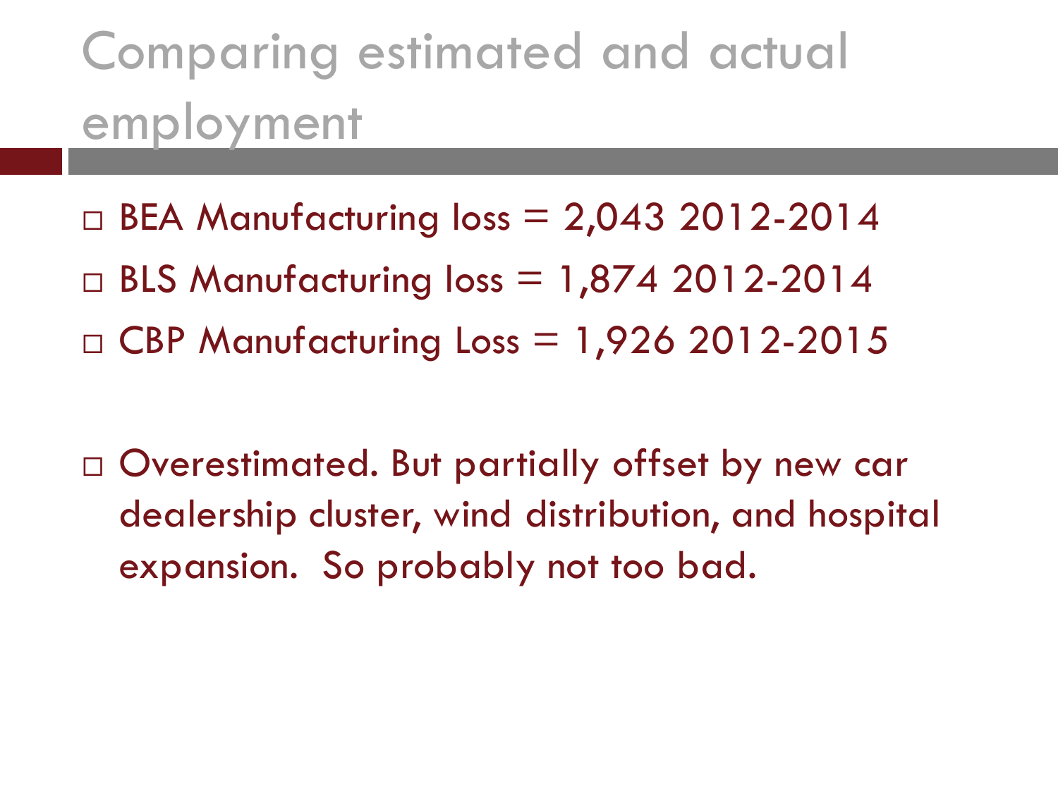# Comparing estimated and actual employment

- BEA Manufacturing loss = 2,043 2012-2014
- BLS Manufacturing loss = 1,874 2012-2014
- CBP Manufacturing Loss = 1,926 2012-2015

- Overestimated. But partially offset by new car dealership cluster, wind distribution, and hospital expansion. So probably not too bad.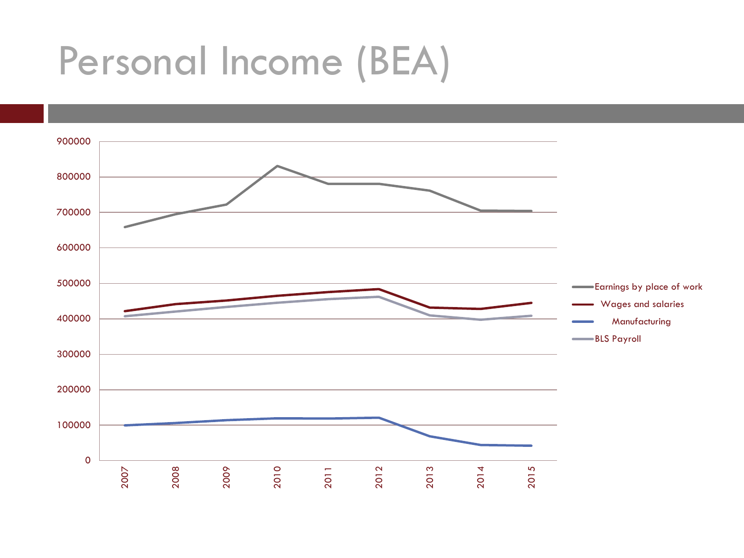# Personal Income (BEA)

900000
800000
700000
600000
500000
400000
300000
200000
100000
0

2007 2008 2009 2010 2011 2012 2013 2014 2015

Earnings by place of work
Wages and salaries
Manufacturing
BLS Payroll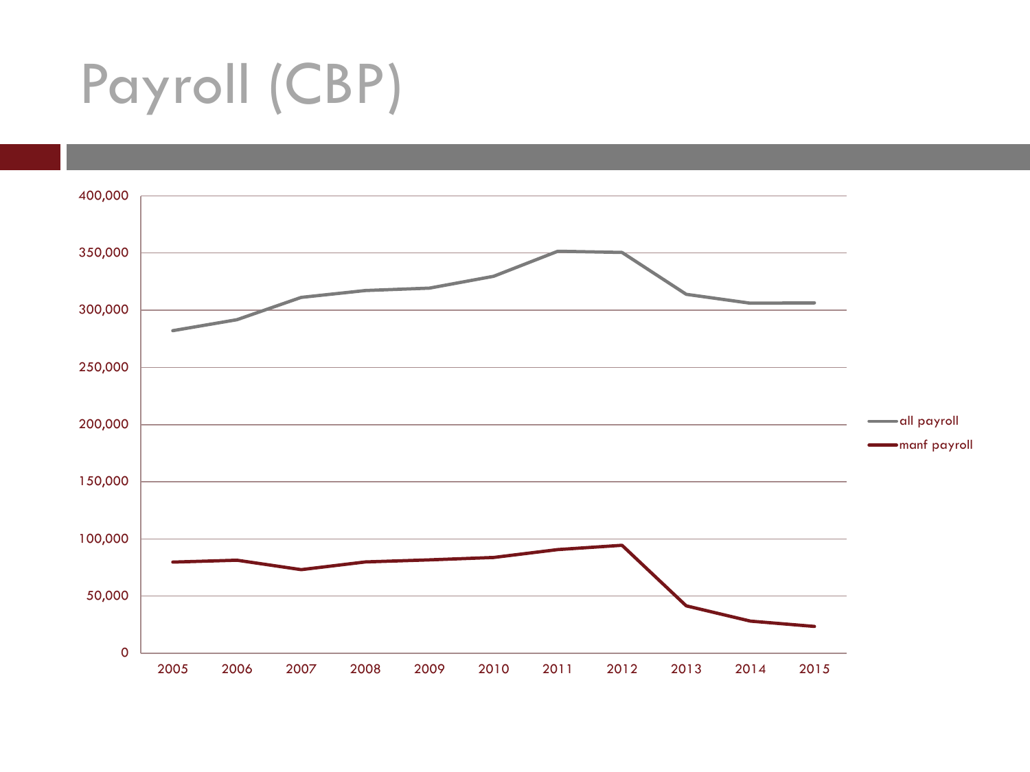# Payroll (CBP)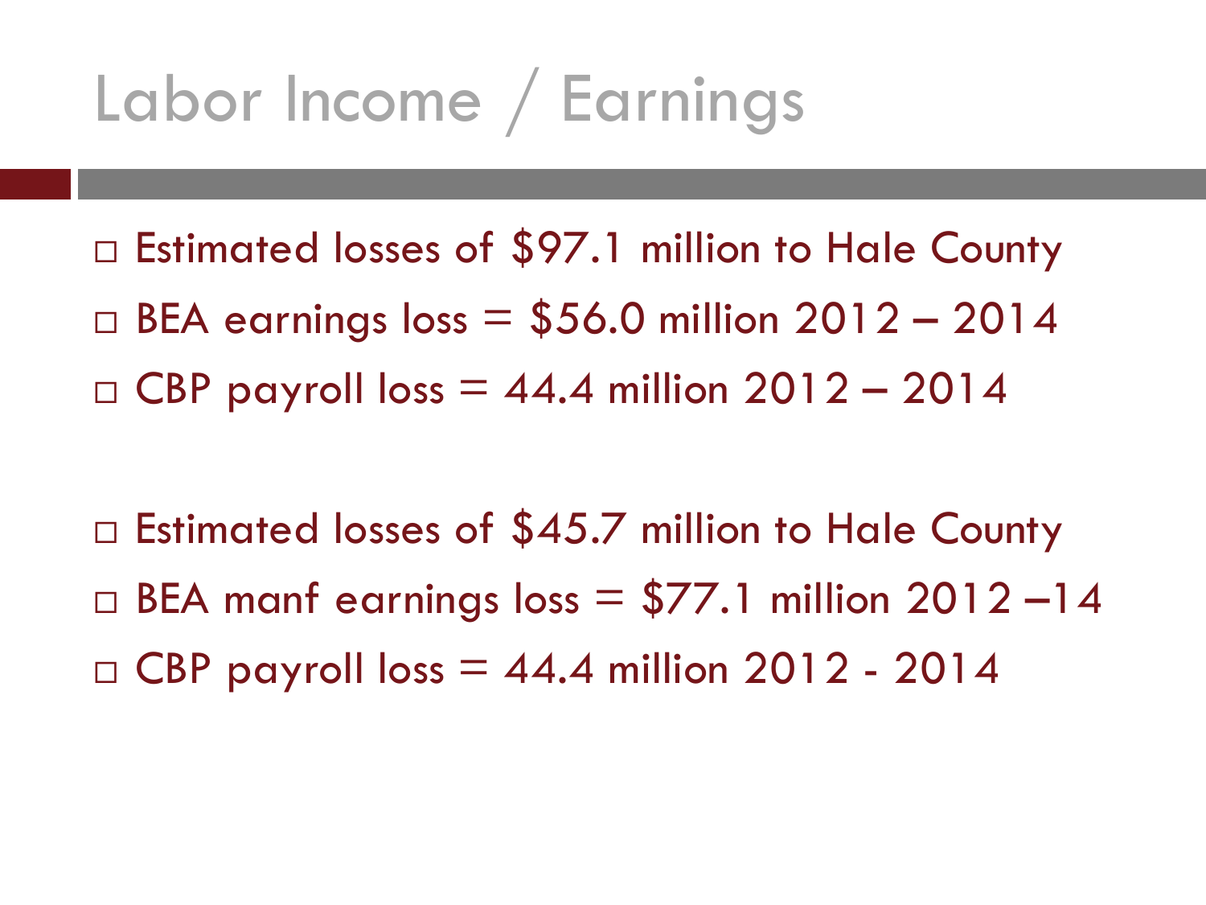# Labor Income / Earnings

- Estimated losses of $97.1 million to Hale County
- BEA earnings loss = $56.0 million 2012 – 2014
- CBP payroll loss = 44.4 million 2012 – 2014

- Estimated losses of $45.7 million to Hale County
- BEA manf earnings loss = $77.1 million 2012 –14
- CBP payroll loss = 44.4 million 2012 - 2014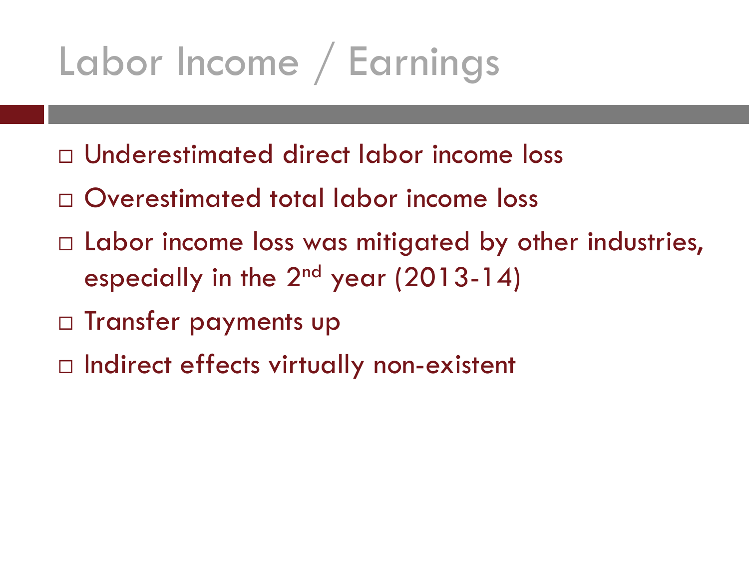# Labor Income / Earnings

- Underestimated direct labor income loss
- Overestimated total labor income loss
- Labor income loss was mitigated by other industries, especially in the 2nd year (2013-14)
- Transfer payments up
- Indirect effects virtually non-existent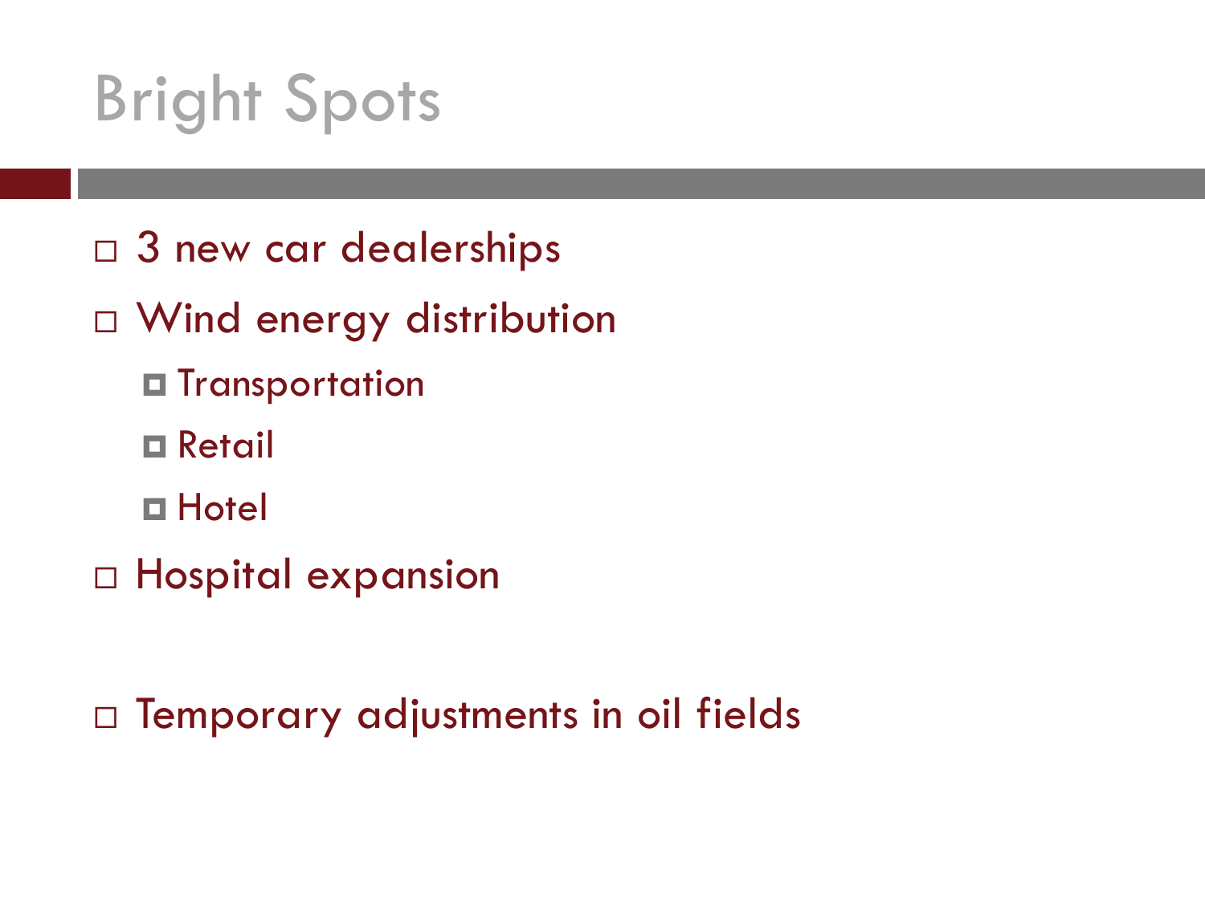# Bright Spots

- 3 new car dealerships
- Wind energy distribution
  - Transportation
  - Retail
  - Hotel
- Hospital expansion

- Temporary adjustments in oil fields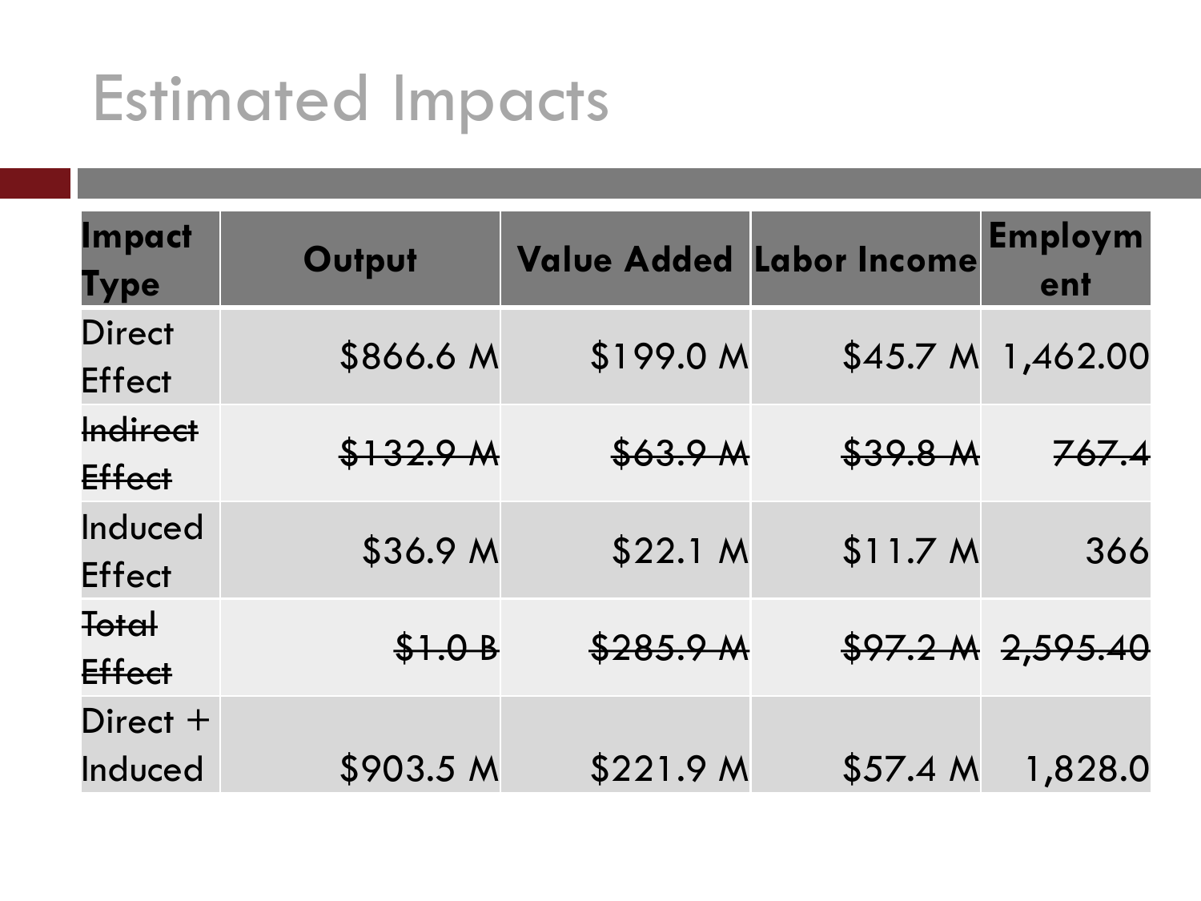# Estimated Impacts

| Impact Type | Output | Value Added | Labor Income | Employment |
|---|---|---|---|---|
| Direct Effect | $866.6 M | $199.0 M | $45.7 M | 1,462.00 |
| ~~Indirect Effect~~ | ~~$132.9 M~~ | ~~$63.9 M~~ | ~~$39.8 M~~ | ~~767.4~~ |
| Induced Effect | $36.9 M | $22.1 M | $11.7 M | 366 |
| ~~Total Effect~~ | ~~$1.0 B~~ | ~~$285.9 M~~ | ~~$97.2 M~~ | ~~2,595.40~~ |
| Direct + Induced | $903.5 M | $221.9 M | $57.4 M | 1,828.0 |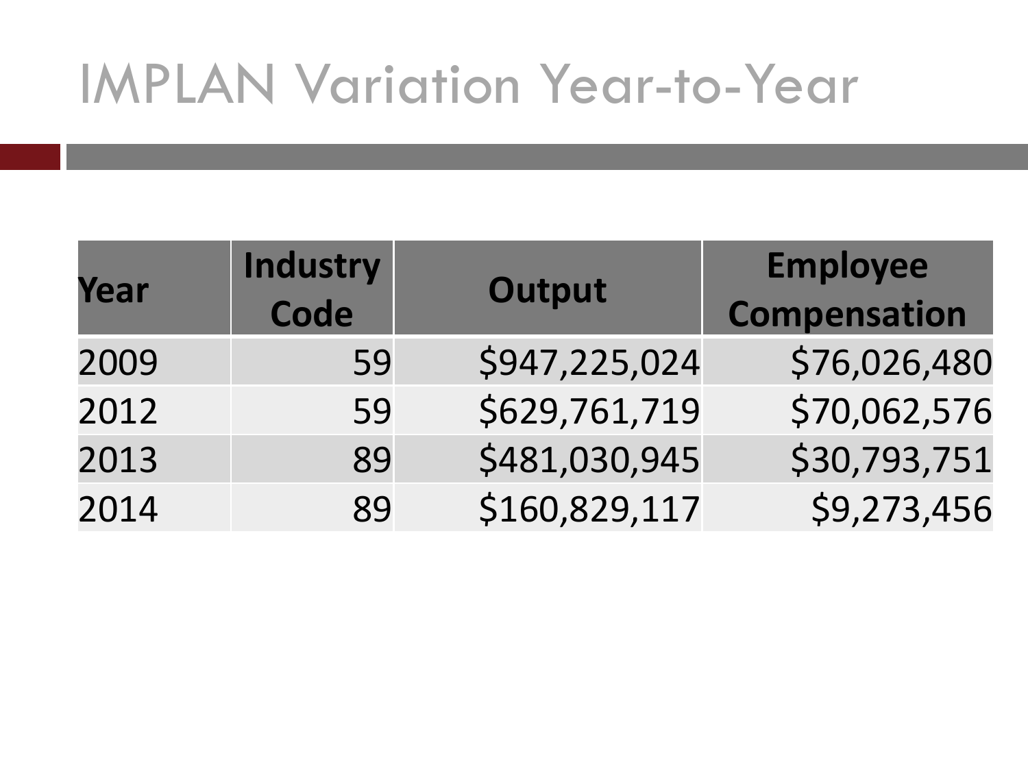# IMPLAN Variation Year-to-Year

| Year | Industry Code | Output | Employee Compensation |
|---|---|---|---|
| 2009 | 59 | $947,225,024 | $76,026,480 |
| 2012 | 59 | $629,761,719 | $70,062,576 |
| 2013 | 89 | $481,030,945 | $30,793,751 |
| 2014 | 89 | $160,829,117 | $9,273,456 |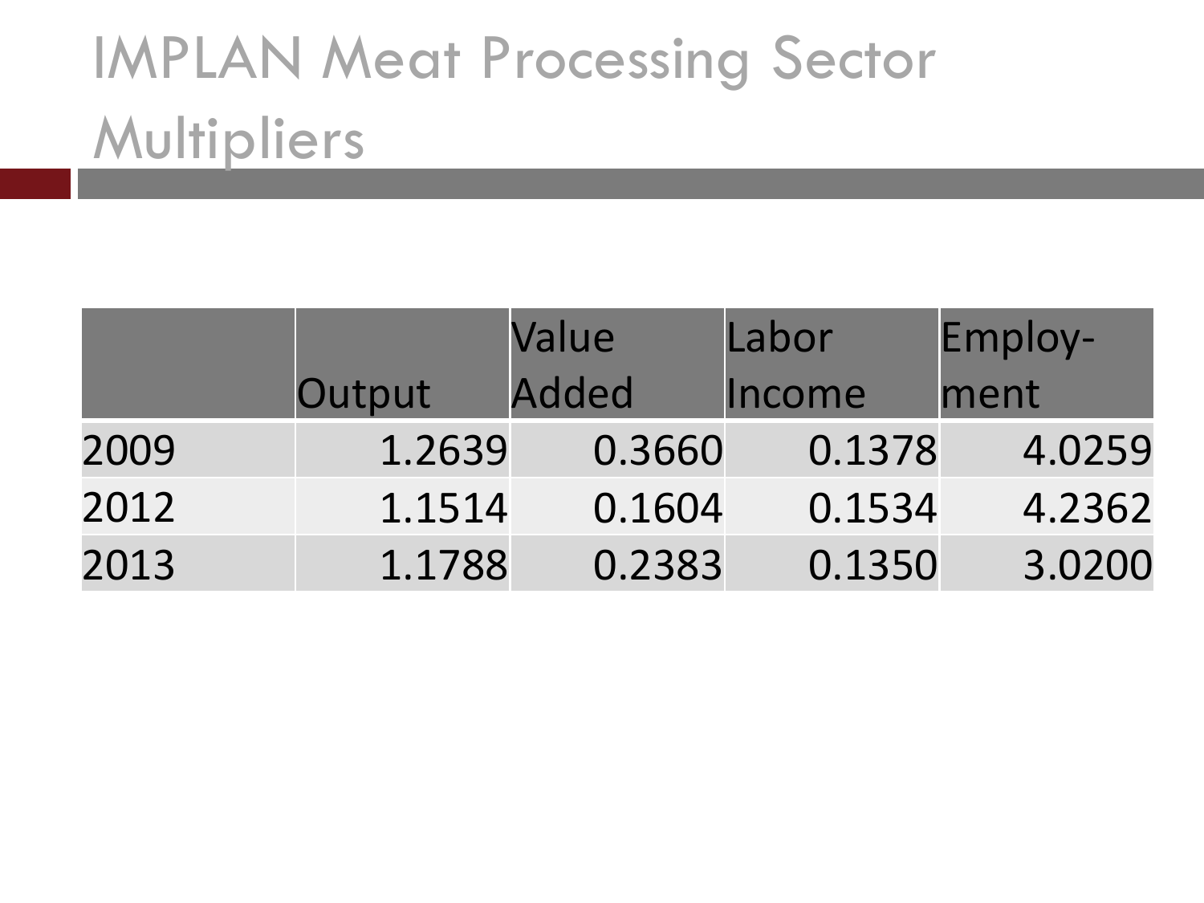# IMPLAN Meat Processing Sector Multipliers

| | Output | Value Added | Labor Income | Employ-ment |
|---|---|---|---|---|
| 2009 | 1.2639 | 0.3660 | 0.1378 | 4.0259 |
| 2012 | 1.1514 | 0.1604 | 0.1534 | 4.2362 |
| 2013 | 1.1788 | 0.2383 | 0.1350 | 3.0200 |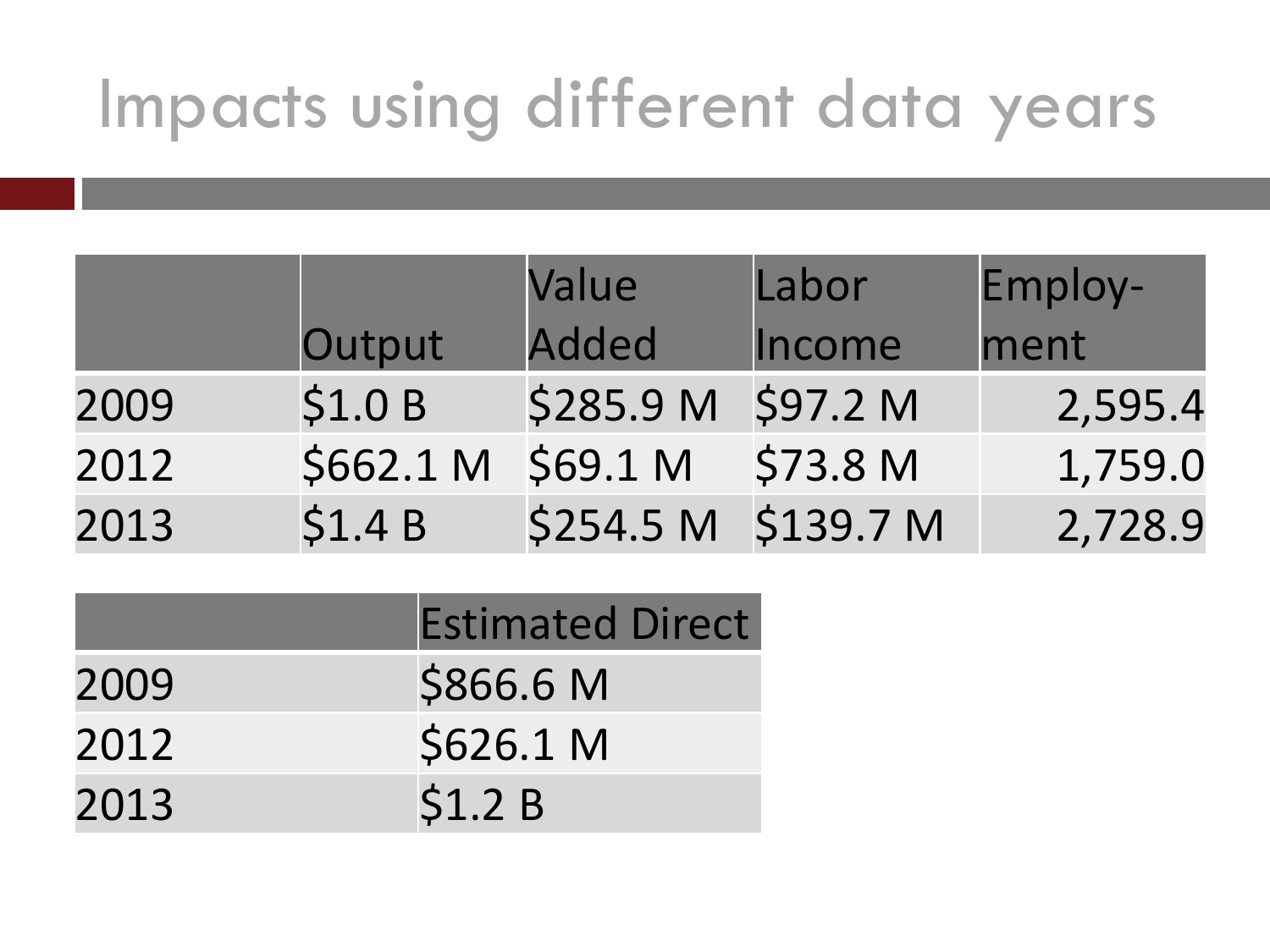# Impacts using different data years

| | Output | Value Added | Labor Income | Employ-ment |
|---|---|---|---|---|
| 2009 | $1.0 B | $285.9 M | $97.2 M | 2,595.4 |
| 2012 | $662.1 M | $69.1 M | $73.8 M | 1,759.0 |
| 2013 | $1.4 B | $254.5 M | $139.7 M | 2,728.9 |

| | Estimated Direct |
|---|---|
| 2009 | $866.6 M |
| 2012 | $626.1 M |
| 2013 | $1.2 B |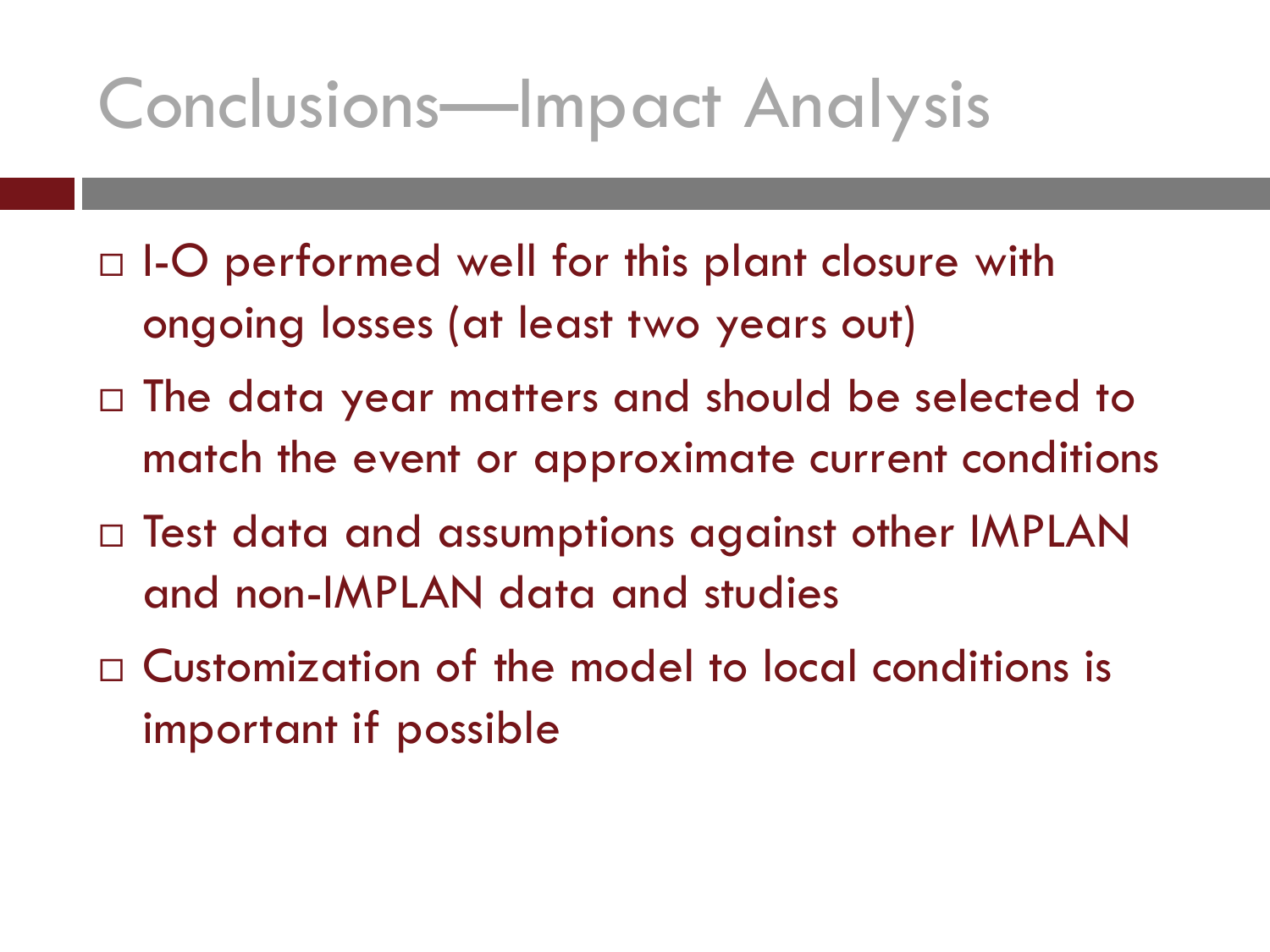# Conclusions—Impact Analysis

- I-O performed well for this plant closure with ongoing losses (at least two years out)
- The data year matters and should be selected to match the event or approximate current conditions
- Test data and assumptions against other IMPLAN and non-IMPLAN data and studies
- Customization of the model to local conditions is important if possible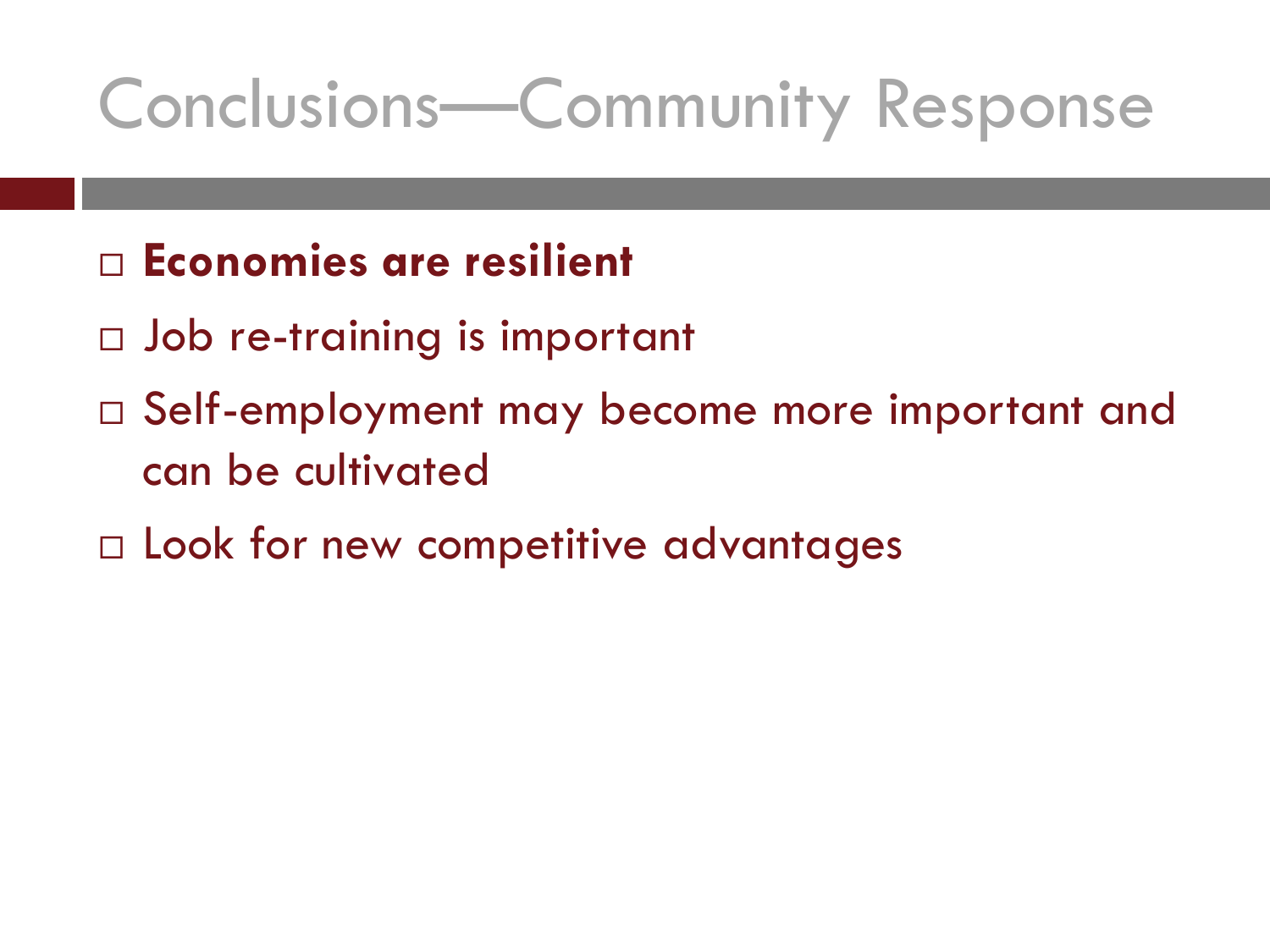# Conclusions—Community Response

- **Economies are resilient**
- Job re-training is important
- Self-employment may become more important and can be cultivated
- Look for new competitive advantages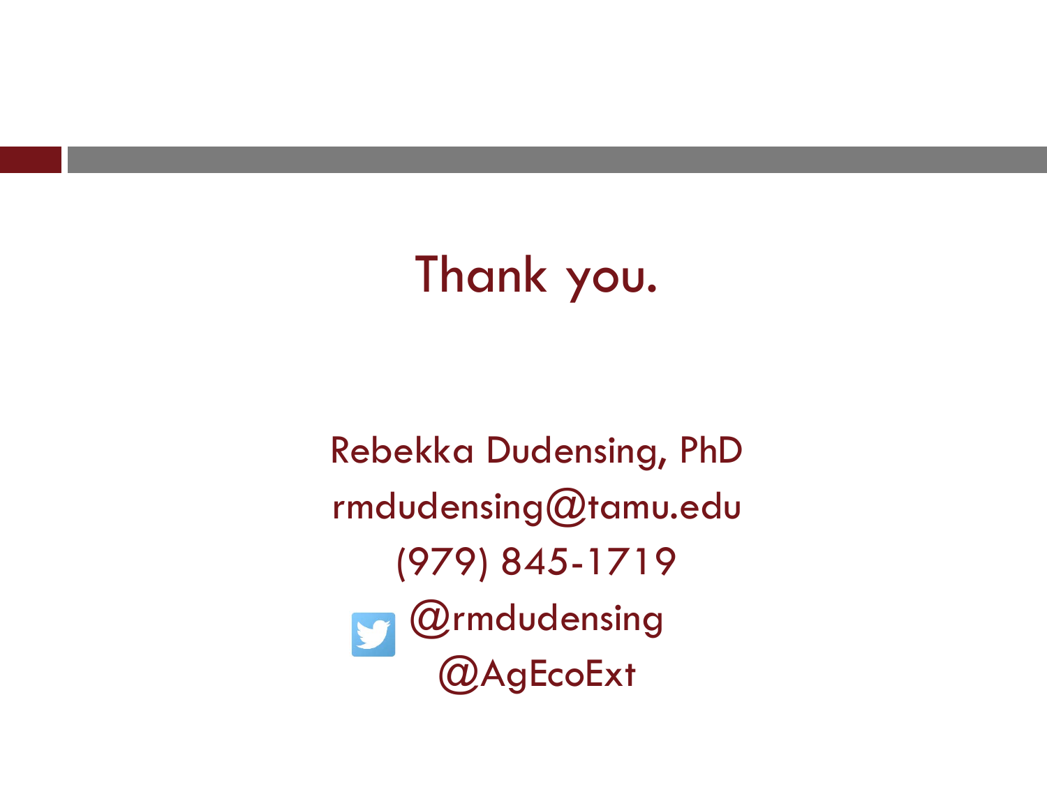# Thank you.

Rebekka Dudensing, PhD

rmdudensing@tamu.edu

(979) 845-1719

@rmdudensing

@AgEcoExt